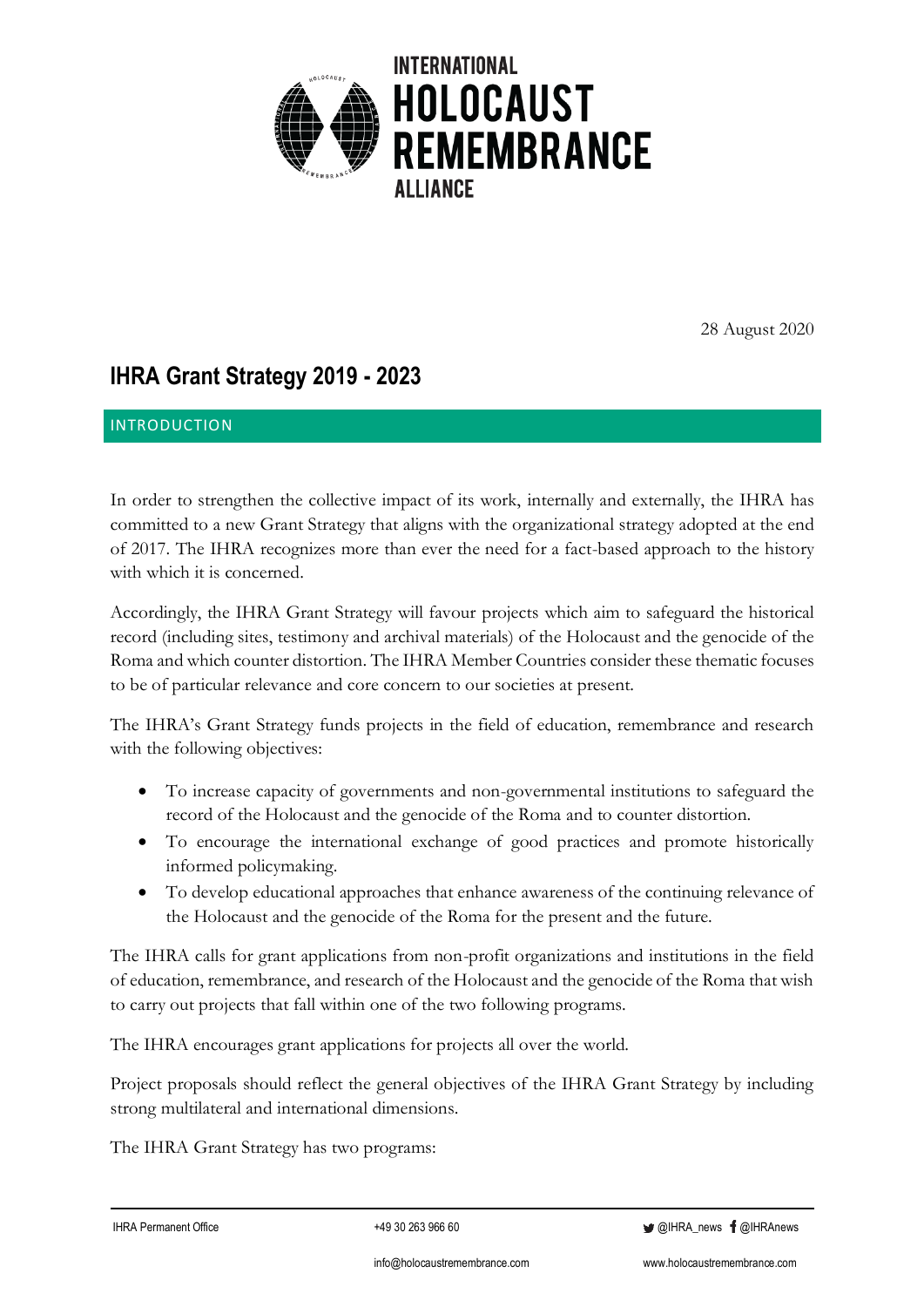# INTERNATIONAL HOLOCAUST REMEMBRANCE ALLIANCE

28 August 2020

# IHRA Grant Strategy 2019 - 2023

## INTRODUCTION

In order to strengthen the collective impact of its work, internally and externally, the IHRA has committed to a new Grant Strategy that aligns with the organizational strategy adopted at the end of 2017. The IHRA recognizes more than ever the need for a fact-based approach to the history with which it is concerned.

Accordingly, the IHRA Grant Strategy will favour projects which aim to safeguard the historical record (including sites, testimony and archival materials) of the Holocaust and the genocide of the Roma and which counter distortion. The IHRA Member Countries consider these thematic focuses to be of particular relevance and core concern to our societies at present.

The IHRA's Grant Strategy funds projects in the field of education, remembrance and research with the following objectives:

- To increase capacity of governments and non-governmental institutions to safeguard the record of the Holocaust and the genocide of the Roma and to counter distortion.
- To encourage the international exchange of good practices and promote historically informed policymaking.
- To develop educational approaches that enhance awareness of the continuing relevance of the Holocaust and the genocide of the Roma for the present and the future.

The IHRA calls for grant applications from non-profit organizations and institutions in the field of education, remembrance, and research of the Holocaust and the genocide of the Roma that wish to carry out projects that fall within one of the two following programs.

The IHRA encourages grant applications for projects all over the world.

Project proposals should reflect the general objectives of the IHRA Grant Strategy by including strong multilateral and international dimensions.

The IHRA Grant Strategy has two programs: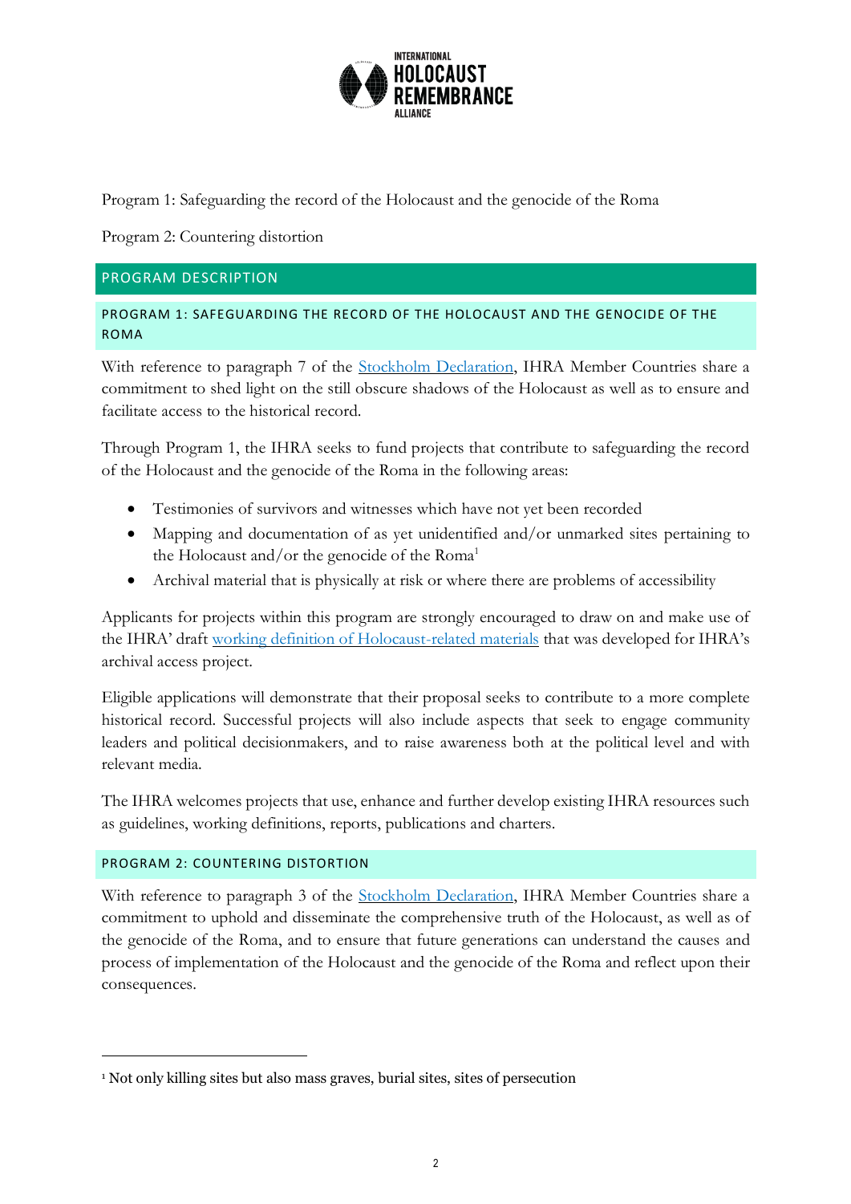Program 1: Safeguarding the record of the Holocaust and the genocide of the Roma

Program 2: Countering distortion

## PROGRAM DESCRIPTION

### PROGRAM 1: SAFEGUARDING THE RECORD OF THE HOLOCAUST AND THE GENOCIDE OF THE ROMA

With reference to paragraph 7 of the Stockholm Declaration, IHRA Member Countries share a commitment to shed light on the still obscure shadows of the Holocaust as well as to ensure and facilitate access to the historical record.

Through Program 1, the IHRA seeks to fund projects that contribute to safeguarding the record of the Holocaust and the genocide of the Roma in the following areas:

- Testimonies of survivors and witnesses which have not yet been recorded
- Mapping and documentation of as yet unidentified and/or unmarked sites pertaining to the Holocaust and/or the genocide of the Roma[1]
- Archival material that is physically at risk or where there are problems of accessibility

Applicants for projects within this program are strongly encouraged to draw on and make use of the IHRA' draft working definition of Holocaust-related materials that was developed for IHRA's archival access project.

Eligible applications will demonstrate that their proposal seeks to contribute to a more complete historical record. Successful projects will also include aspects that seek to engage community leaders and political decisionmakers, and to raise awareness both at the political level and with relevant media.

The IHRA welcomes projects that use, enhance and further develop existing IHRA resources such as guidelines, working definitions, reports, publications and charters.

### PROGRAM 2: COUNTERING DISTORTION

With reference to paragraph 3 of the Stockholm Declaration, IHRA Member Countries share a commitment to uphold and disseminate the comprehensive truth of the Holocaust, as well as of the genocide of the Roma, and to ensure that future generations can understand the causes and process of implementation of the Holocaust and the genocide of the Roma and reflect upon their consequences.

[1] Not only killing sites but also mass graves, burial sites, sites of persecution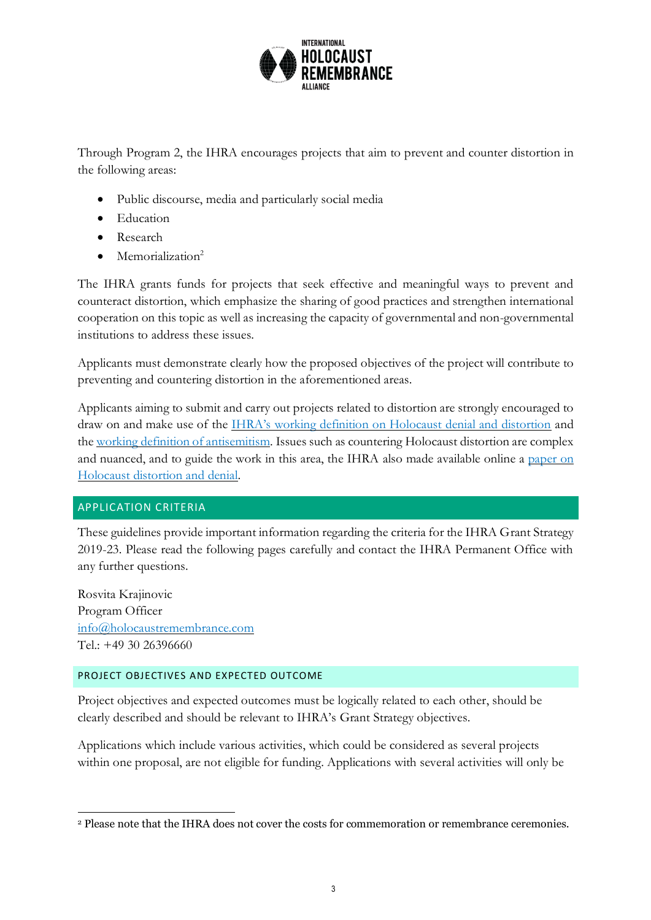Through Program 2, the IHRA encourages projects that aim to prevent and counter distortion in the following areas:

- Public discourse, media and particularly social media
- Education
- Research
- Memorialization[2]

The IHRA grants funds for projects that seek effective and meaningful ways to prevent and counteract distortion, which emphasize the sharing of good practices and strengthen international cooperation on this topic as well as increasing the capacity of governmental and non-governmental institutions to address these issues.

Applicants must demonstrate clearly how the proposed objectives of the project will contribute to preventing and countering distortion in the aforementioned areas.

Applicants aiming to submit and carry out projects related to distortion are strongly encouraged to draw on and make use of the [IHRA's working definition on Holocaust denial and distortion]() and the [working definition of antisemitism](). Issues such as countering Holocaust distortion are complex and nuanced, and to guide the work in this area, the IHRA also made available online a [paper on Holocaust distortion and denial]().

## APPLICATION CRITERIA

These guidelines provide important information regarding the criteria for the IHRA Grant Strategy 2019-23. Please read the following pages carefully and contact the IHRA Permanent Office with any further questions.

Rosvita Krajinovic
Program Officer
info@holocaustremembrance.com
Tel.: +49 30 26396660

### PROJECT OBJECTIVES AND EXPECTED OUTCOME

Project objectives and expected outcomes must be logically related to each other, should be clearly described and should be relevant to IHRA's Grant Strategy objectives.

Applications which include various activities, which could be considered as several projects within one proposal, are not eligible for funding. Applications with several activities will only be

---

[2] Please note that the IHRA does not cover the costs for commemoration or remembrance ceremonies.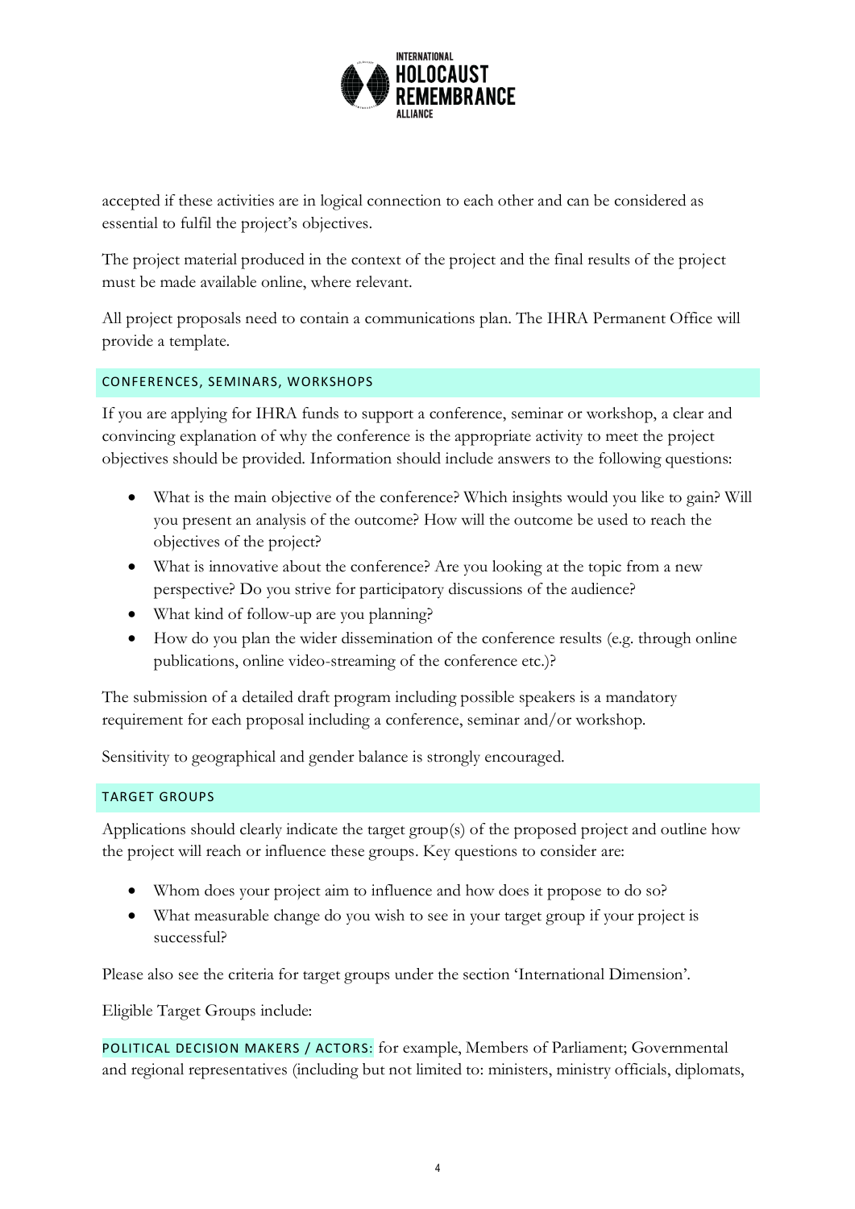accepted if these activities are in logical connection to each other and can be considered as essential to fulfil the project's objectives.

The project material produced in the context of the project and the final results of the project must be made available online, where relevant.

All project proposals need to contain a communications plan. The IHRA Permanent Office will provide a template.

### CONFERENCES, SEMINARS, WORKSHOPS

If you are applying for IHRA funds to support a conference, seminar or workshop, a clear and convincing explanation of why the conference is the appropriate activity to meet the project objectives should be provided. Information should include answers to the following questions:

- What is the main objective of the conference? Which insights would you like to gain? Will you present an analysis of the outcome? How will the outcome be used to reach the objectives of the project?
- What is innovative about the conference? Are you looking at the topic from a new perspective? Do you strive for participatory discussions of the audience?
- What kind of follow-up are you planning?
- How do you plan the wider dissemination of the conference results (e.g. through online publications, online video-streaming of the conference etc.)?

The submission of a detailed draft program including possible speakers is a mandatory requirement for each proposal including a conference, seminar and/or workshop.

Sensitivity to geographical and gender balance is strongly encouraged.

### TARGET GROUPS

Applications should clearly indicate the target group(s) of the proposed project and outline how the project will reach or influence these groups. Key questions to consider are:

- Whom does your project aim to influence and how does it propose to do so?
- What measurable change do you wish to see in your target group if your project is successful?

Please also see the criteria for target groups under the section 'International Dimension'.

Eligible Target Groups include:

POLITICAL DECISION MAKERS / ACTORS: for example, Members of Parliament; Governmental and regional representatives (including but not limited to: ministers, ministry officials, diplomats,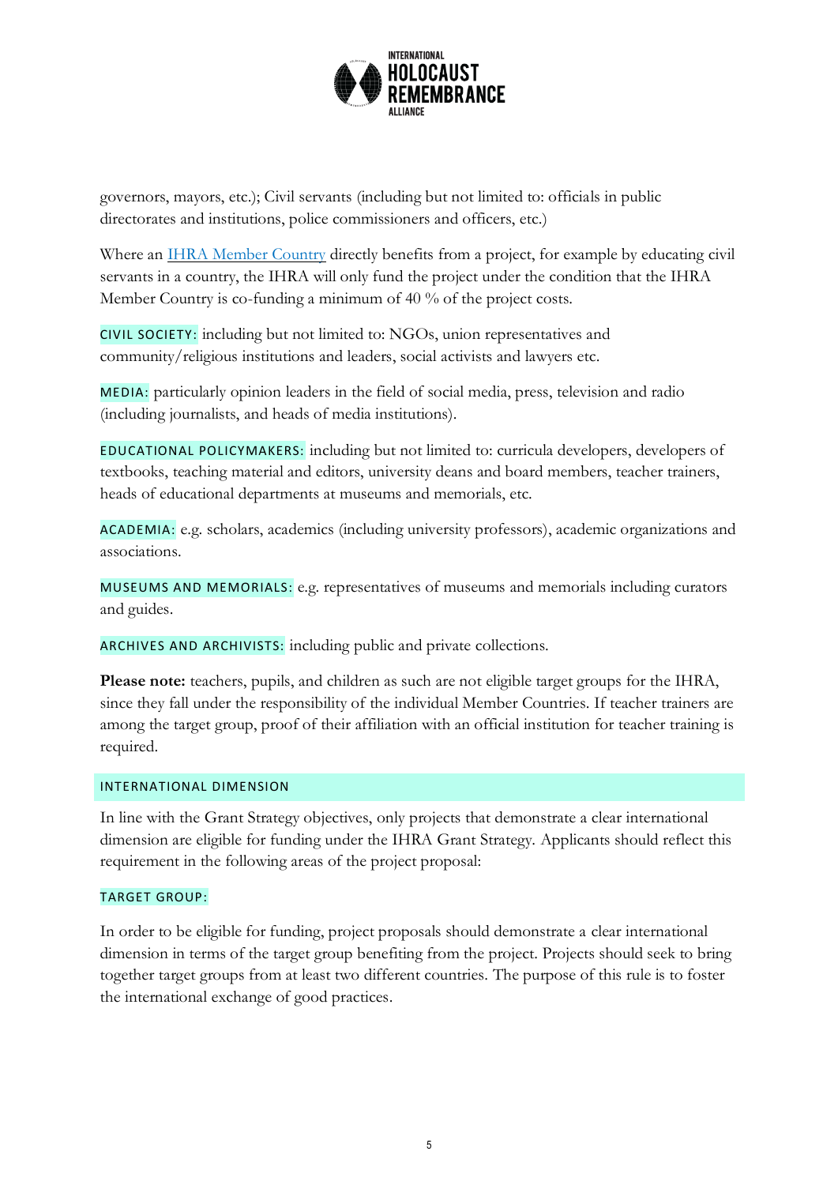governors, mayors, etc.); Civil servants (including but not limited to: officials in public directorates and institutions, police commissioners and officers, etc.)

Where an [IHRA Member Country](#) directly benefits from a project, for example by educating civil servants in a country, the IHRA will only fund the project under the condition that the IHRA Member Country is co-funding a minimum of 40 % of the project costs.

CIVIL SOCIETY: including but not limited to: NGOs, union representatives and community/religious institutions and leaders, social activists and lawyers etc.

MEDIA: particularly opinion leaders in the field of social media, press, television and radio (including journalists, and heads of media institutions).

EDUCATIONAL POLICYMAKERS: including but not limited to: curricula developers, developers of textbooks, teaching material and editors, university deans and board members, teacher trainers, heads of educational departments at museums and memorials, etc.

ACADEMIA: e.g. scholars, academics (including university professors), academic organizations and associations.

MUSEUMS AND MEMORIALS: e.g. representatives of museums and memorials including curators and guides.

ARCHIVES AND ARCHIVISTS: including public and private collections.

**Please note:** teachers, pupils, and children as such are not eligible target groups for the IHRA, since they fall under the responsibility of the individual Member Countries. If teacher trainers are among the target group, proof of their affiliation with an official institution for teacher training is required.

## INTERNATIONAL DIMENSION

In line with the Grant Strategy objectives, only projects that demonstrate a clear international dimension are eligible for funding under the IHRA Grant Strategy. Applicants should reflect this requirement in the following areas of the project proposal:

### TARGET GROUP:

In order to be eligible for funding, project proposals should demonstrate a clear international dimension in terms of the target group benefiting from the project. Projects should seek to bring together target groups from at least two different countries. The purpose of this rule is to foster the international exchange of good practices.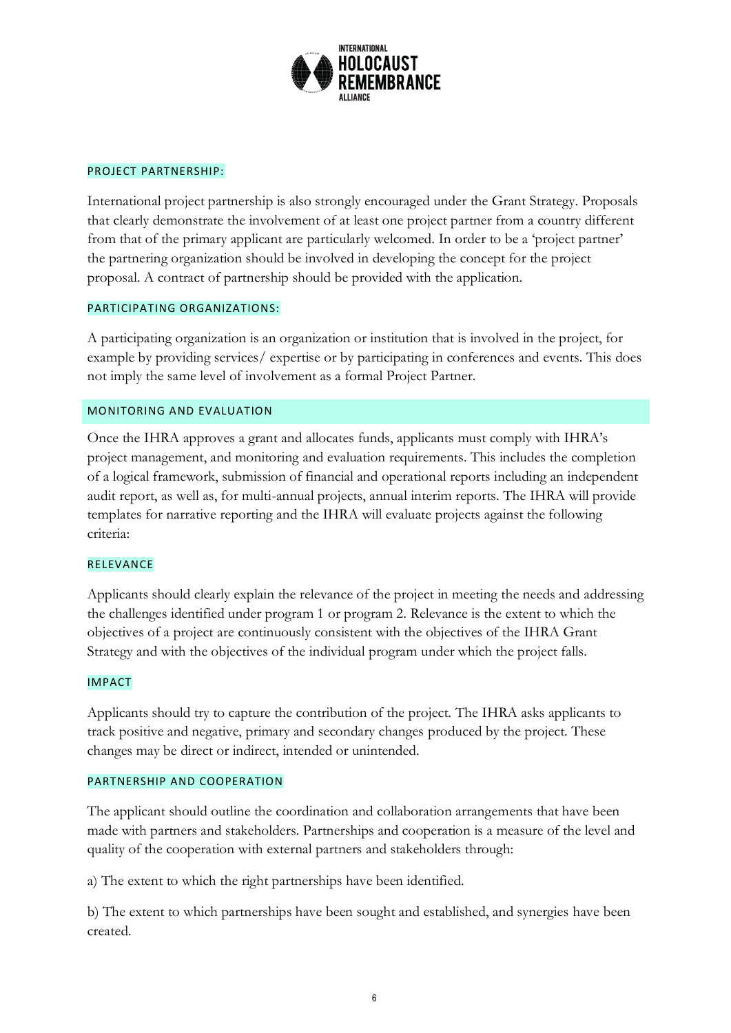#### PROJECT PARTNERSHIP:

International project partnership is also strongly encouraged under the Grant Strategy. Proposals that clearly demonstrate the involvement of at least one project partner from a country different from that of the primary applicant are particularly welcomed. In order to be a 'project partner' the partnering organization should be involved in developing the concept for the project proposal. A contract of partnership should be provided with the application.

#### PARTICIPATING ORGANIZATIONS:

A participating organization is an organization or institution that is involved in the project, for example by providing services/ expertise or by participating in conferences and events. This does not imply the same level of involvement as a formal Project Partner.

### MONITORING AND EVALUATION

Once the IHRA approves a grant and allocates funds, applicants must comply with IHRA's project management, and monitoring and evaluation requirements. This includes the completion of a logical framework, submission of financial and operational reports including an independent audit report, as well as, for multi-annual projects, annual interim reports. The IHRA will provide templates for narrative reporting and the IHRA will evaluate projects against the following criteria:

#### RELEVANCE

Applicants should clearly explain the relevance of the project in meeting the needs and addressing the challenges identified under program 1 or program 2. Relevance is the extent to which the objectives of a project are continuously consistent with the objectives of the IHRA Grant Strategy and with the objectives of the individual program under which the project falls.

#### IMPACT

Applicants should try to capture the contribution of the project. The IHRA asks applicants to track positive and negative, primary and secondary changes produced by the project. These changes may be direct or indirect, intended or unintended.

#### PARTNERSHIP AND COOPERATION

The applicant should outline the coordination and collaboration arrangements that have been made with partners and stakeholders. Partnerships and cooperation is a measure of the level and quality of the cooperation with external partners and stakeholders through:

a) The extent to which the right partnerships have been identified.

b) The extent to which partnerships have been sought and established, and synergies have been created.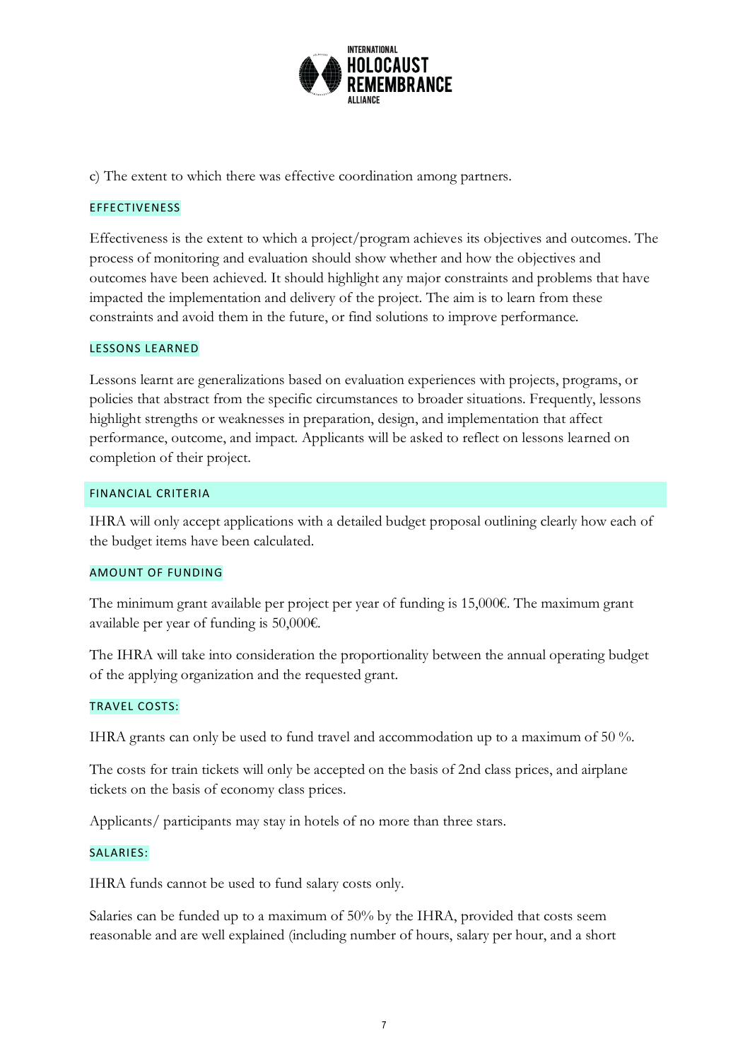c) The extent to which there was effective coordination among partners.

### EFFECTIVENESS

Effectiveness is the extent to which a project/program achieves its objectives and outcomes. The process of monitoring and evaluation should show whether and how the objectives and outcomes have been achieved. It should highlight any major constraints and problems that have impacted the implementation and delivery of the project. The aim is to learn from these constraints and avoid them in the future, or find solutions to improve performance.

### LESSONS LEARNED

Lessons learnt are generalizations based on evaluation experiences with projects, programs, or policies that abstract from the specific circumstances to broader situations. Frequently, lessons highlight strengths or weaknesses in preparation, design, and implementation that affect performance, outcome, and impact. Applicants will be asked to reflect on lessons learned on completion of their project.

## FINANCIAL CRITERIA

IHRA will only accept applications with a detailed budget proposal outlining clearly how each of the budget items have been calculated.

### AMOUNT OF FUNDING

The minimum grant available per project per year of funding is 15,000€. The maximum grant available per year of funding is 50,000€.

The IHRA will take into consideration the proportionality between the annual operating budget of the applying organization and the requested grant.

### TRAVEL COSTS:

IHRA grants can only be used to fund travel and accommodation up to a maximum of 50 %.

The costs for train tickets will only be accepted on the basis of 2nd class prices, and airplane tickets on the basis of economy class prices.

Applicants/ participants may stay in hotels of no more than three stars.

### SALARIES:

IHRA funds cannot be used to fund salary costs only.

Salaries can be funded up to a maximum of 50% by the IHRA, provided that costs seem reasonable and are well explained (including number of hours, salary per hour, and a short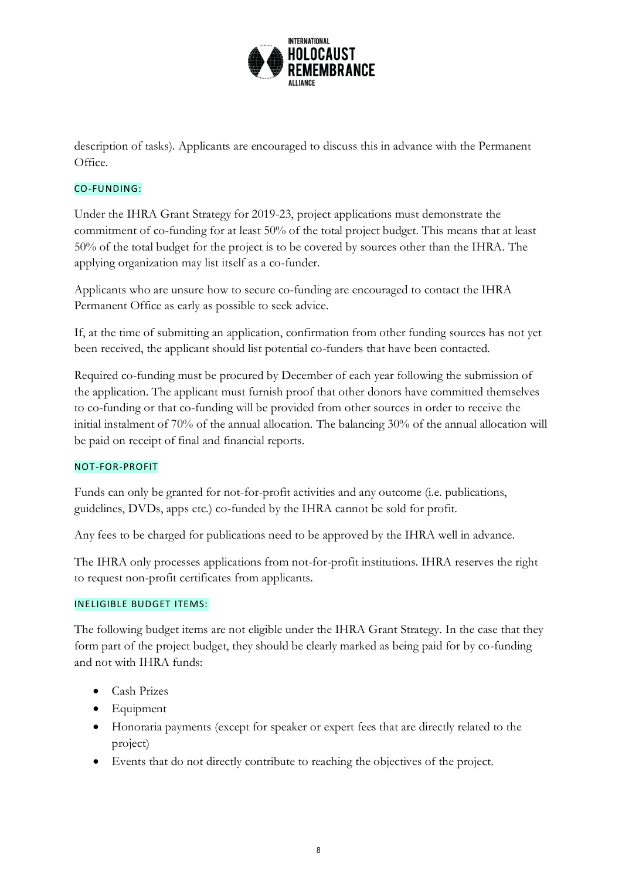description of tasks). Applicants are encouraged to discuss this in advance with the Permanent Office.

### CO-FUNDING:

Under the IHRA Grant Strategy for 2019-23, project applications must demonstrate the commitment of co-funding for at least 50% of the total project budget. This means that at least 50% of the total budget for the project is to be covered by sources other than the IHRA. The applying organization may list itself as a co-funder.

Applicants who are unsure how to secure co-funding are encouraged to contact the IHRA Permanent Office as early as possible to seek advice.

If, at the time of submitting an application, confirmation from other funding sources has not yet been received, the applicant should list potential co-funders that have been contacted.

Required co-funding must be procured by December of each year following the submission of the application. The applicant must furnish proof that other donors have committed themselves to co-funding or that co-funding will be provided from other sources in order to receive the initial instalment of 70% of the annual allocation. The balancing 30% of the annual allocation will be paid on receipt of final and financial reports.

### NOT-FOR-PROFIT

Funds can only be granted for not-for-profit activities and any outcome (i.e. publications, guidelines, DVDs, apps etc.) co-funded by the IHRA cannot be sold for profit.

Any fees to be charged for publications need to be approved by the IHRA well in advance.

The IHRA only processes applications from not-for-profit institutions. IHRA reserves the right to request non-profit certificates from applicants.

### INELIGIBLE BUDGET ITEMS:

The following budget items are not eligible under the IHRA Grant Strategy. In the case that they form part of the project budget, they should be clearly marked as being paid for by co-funding and not with IHRA funds:

- Cash Prizes
- Equipment
- Honoraria payments (except for speaker or expert fees that are directly related to the project)
- Events that do not directly contribute to reaching the objectives of the project.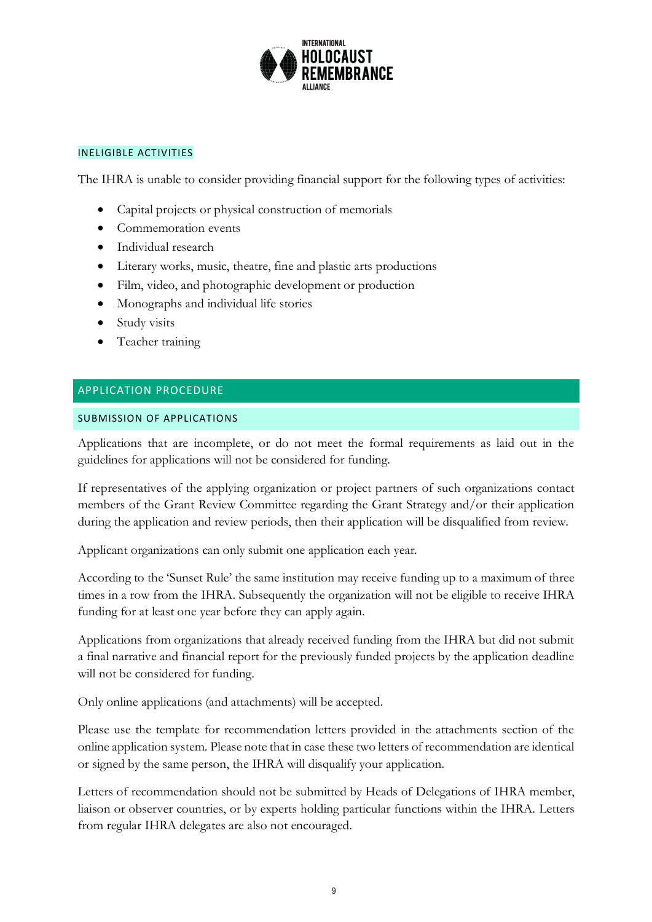### INELIGIBLE ACTIVITIES

The IHRA is unable to consider providing financial support for the following types of activities:

- Capital projects or physical construction of memorials
- Commemoration events
- Individual research
- Literary works, music, theatre, fine and plastic arts productions
- Film, video, and photographic development or production
- Monographs and individual life stories
- Study visits
- Teacher training

## APPLICATION PROCEDURE

### SUBMISSION OF APPLICATIONS

Applications that are incomplete, or do not meet the formal requirements as laid out in the guidelines for applications will not be considered for funding.

If representatives of the applying organization or project partners of such organizations contact members of the Grant Review Committee regarding the Grant Strategy and/or their application during the application and review periods, then their application will be disqualified from review.

Applicant organizations can only submit one application each year.

According to the 'Sunset Rule' the same institution may receive funding up to a maximum of three times in a row from the IHRA. Subsequently the organization will not be eligible to receive IHRA funding for at least one year before they can apply again.

Applications from organizations that already received funding from the IHRA but did not submit a final narrative and financial report for the previously funded projects by the application deadline will not be considered for funding.

Only online applications (and attachments) will be accepted.

Please use the template for recommendation letters provided in the attachments section of the online application system. Please note that in case these two letters of recommendation are identical or signed by the same person, the IHRA will disqualify your application.

Letters of recommendation should not be submitted by Heads of Delegations of IHRA member, liaison or observer countries, or by experts holding particular functions within the IHRA. Letters from regular IHRA delegates are also not encouraged.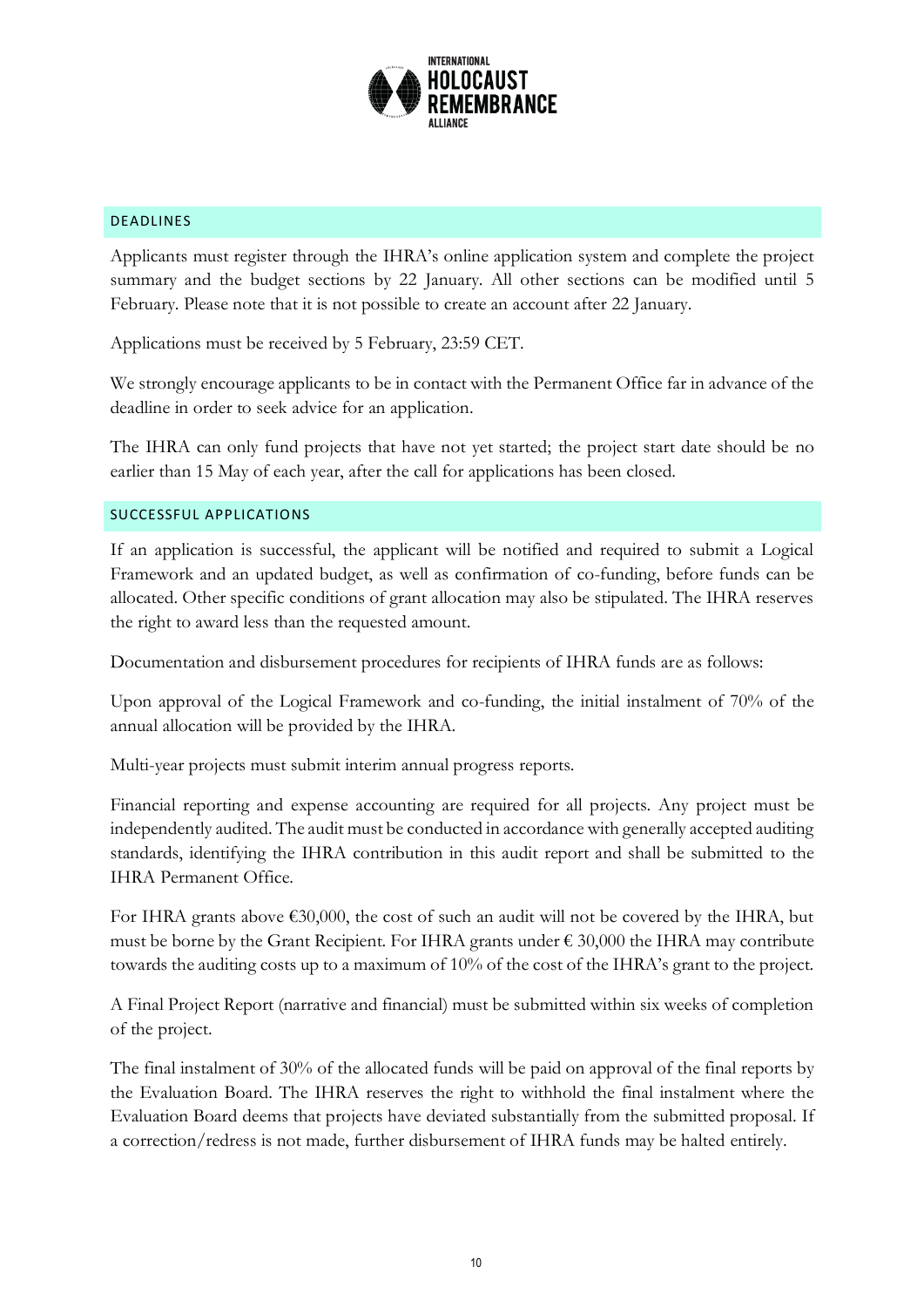## DEADLINES

Applicants must register through the IHRA's online application system and complete the project summary and the budget sections by 22 January. All other sections can be modified until 5 February. Please note that it is not possible to create an account after 22 January.

Applications must be received by 5 February, 23:59 CET.

We strongly encourage applicants to be in contact with the Permanent Office far in advance of the deadline in order to seek advice for an application.

The IHRA can only fund projects that have not yet started; the project start date should be no earlier than 15 May of each year, after the call for applications has been closed.

## SUCCESSFUL APPLICATIONS

If an application is successful, the applicant will be notified and required to submit a Logical Framework and an updated budget, as well as confirmation of co-funding, before funds can be allocated. Other specific conditions of grant allocation may also be stipulated. The IHRA reserves the right to award less than the requested amount.

Documentation and disbursement procedures for recipients of IHRA funds are as follows:

Upon approval of the Logical Framework and co-funding, the initial instalment of 70% of the annual allocation will be provided by the IHRA.

Multi-year projects must submit interim annual progress reports.

Financial reporting and expense accounting are required for all projects. Any project must be independently audited. The audit must be conducted in accordance with generally accepted auditing standards, identifying the IHRA contribution in this audit report and shall be submitted to the IHRA Permanent Office.

For IHRA grants above €30,000, the cost of such an audit will not be covered by the IHRA, but must be borne by the Grant Recipient. For IHRA grants under € 30,000 the IHRA may contribute towards the auditing costs up to a maximum of 10% of the cost of the IHRA's grant to the project.

A Final Project Report (narrative and financial) must be submitted within six weeks of completion of the project.

The final instalment of 30% of the allocated funds will be paid on approval of the final reports by the Evaluation Board. The IHRA reserves the right to withhold the final instalment where the Evaluation Board deems that projects have deviated substantially from the submitted proposal. If a correction/redress is not made, further disbursement of IHRA funds may be halted entirely.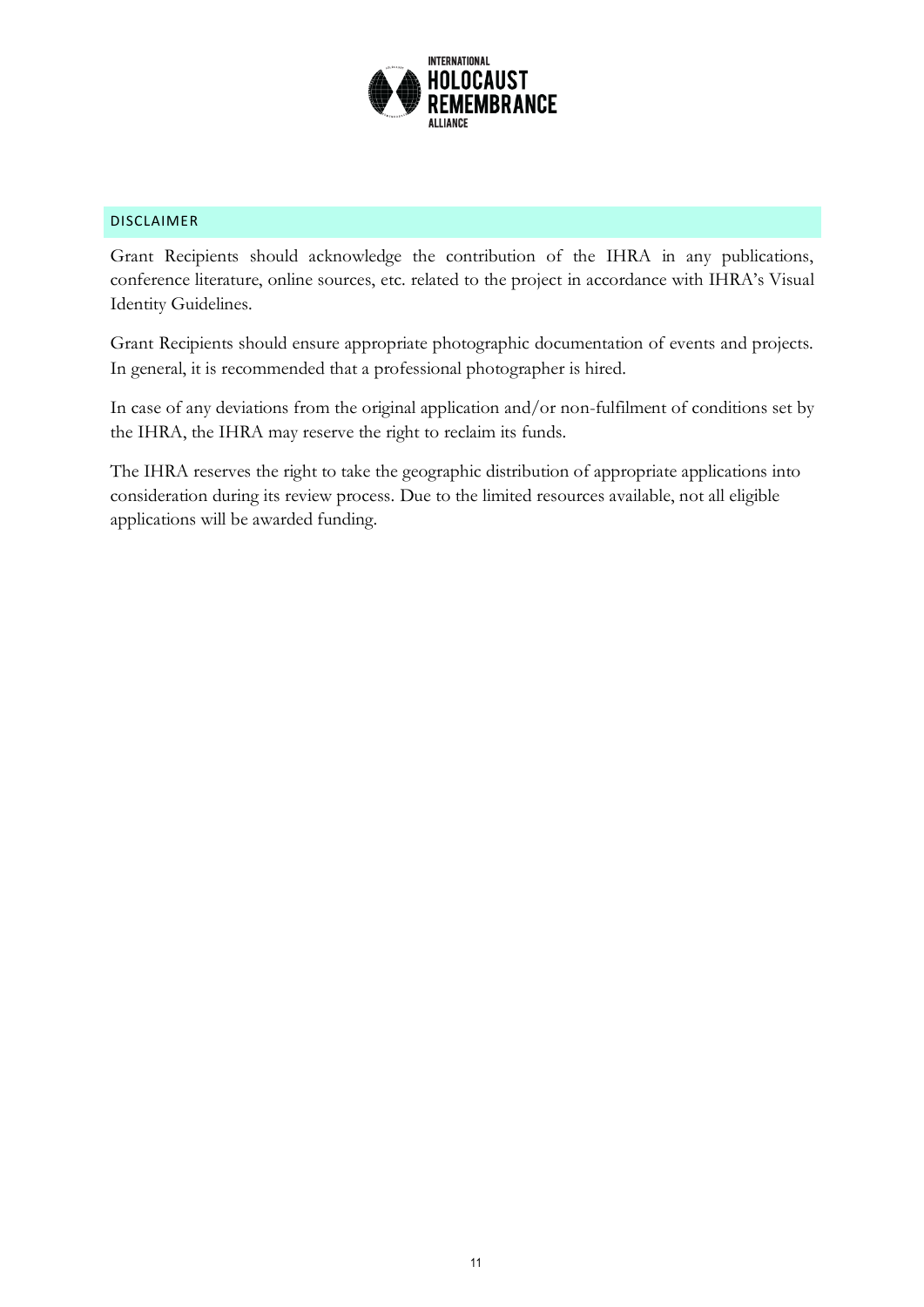## DISCLAIMER

Grant Recipients should acknowledge the contribution of the IHRA in any publications, conference literature, online sources, etc. related to the project in accordance with IHRA's Visual Identity Guidelines.

Grant Recipients should ensure appropriate photographic documentation of events and projects. In general, it is recommended that a professional photographer is hired.

In case of any deviations from the original application and/or non-fulfilment of conditions set by the IHRA, the IHRA may reserve the right to reclaim its funds.

The IHRA reserves the right to take the geographic distribution of appropriate applications into consideration during its review process. Due to the limited resources available, not all eligible applications will be awarded funding.